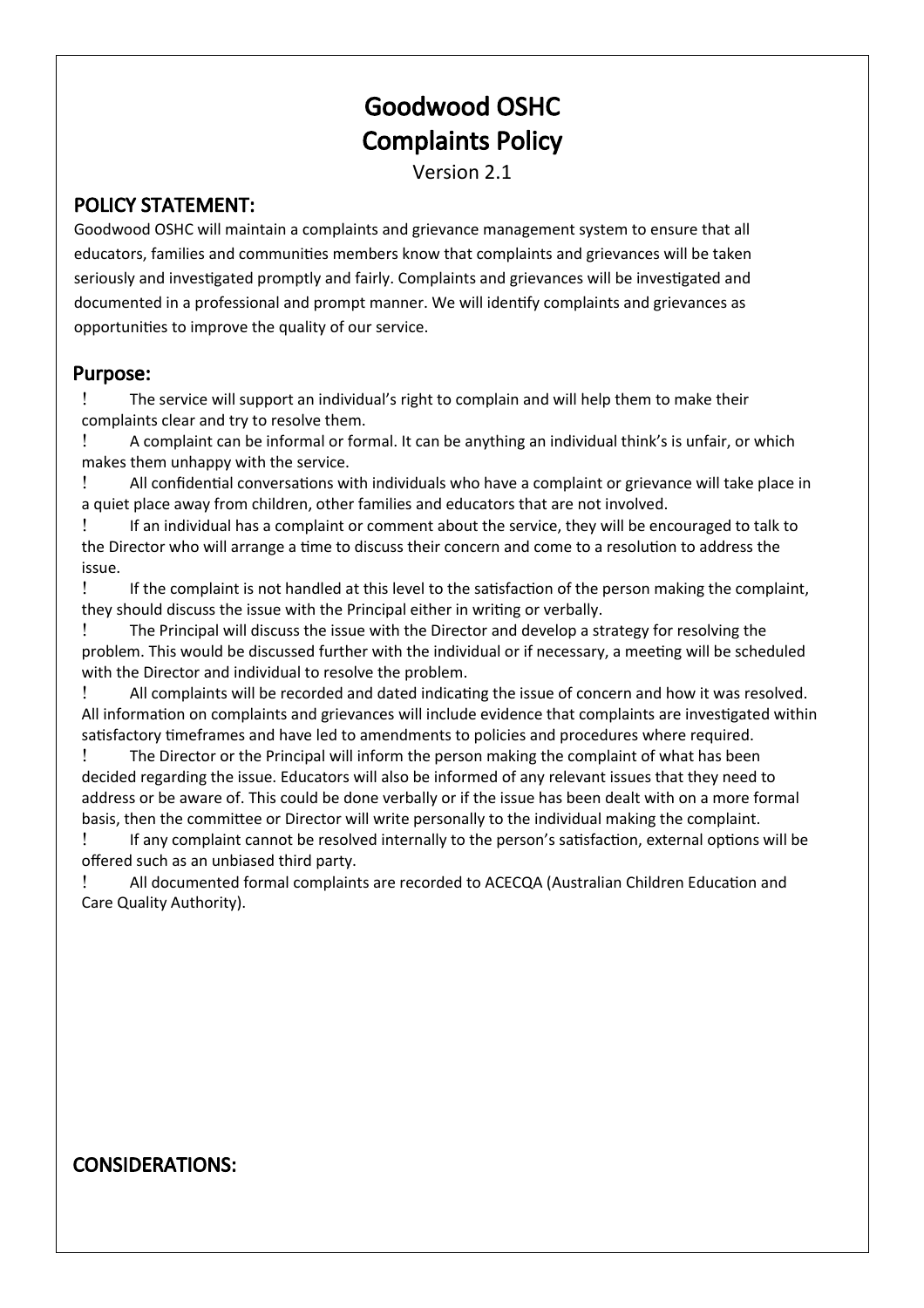# Goodwood OSHC
# Complaints Policy

Version 2.1

## POLICY STATEMENT:

Goodwood OSHC will maintain a complaints and grievance management system to ensure that all educators, families and communities members know that complaints and grievances will be taken seriously and investigated promptly and fairly. Complaints and grievances will be investigated and documented in a professional and prompt manner. We will identify complaints and grievances as opportunities to improve the quality of our service.

## Purpose:

- The service will support an individual's right to complain and will help them to make their complaints clear and try to resolve them.
- A complaint can be informal or formal. It can be anything an individual think's is unfair, or which makes them unhappy with the service.
- All confidential conversations with individuals who have a complaint or grievance will take place in a quiet place away from children, other families and educators that are not involved.
- If an individual has a complaint or comment about the service, they will be encouraged to talk to the Director who will arrange a time to discuss their concern and come to a resolution to address the issue.
- If the complaint is not handled at this level to the satisfaction of the person making the complaint, they should discuss the issue with the Principal either in writing or verbally.
- The Principal will discuss the issue with the Director and develop a strategy for resolving the problem. This would be discussed further with the individual or if necessary, a meeting will be scheduled with the Director and individual to resolve the problem.
- All complaints will be recorded and dated indicating the issue of concern and how it was resolved. All information on complaints and grievances will include evidence that complaints are investigated within satisfactory timeframes and have led to amendments to policies and procedures where required.
- The Director or the Principal will inform the person making the complaint of what has been decided regarding the issue. Educators will also be informed of any relevant issues that they need to address or be aware of. This could be done verbally or if the issue has been dealt with on a more formal basis, then the committee or Director will write personally to the individual making the complaint.
- If any complaint cannot be resolved internally to the person's satisfaction, external options will be offered such as an unbiased third party.
- All documented formal complaints are recorded to ACECQA (Australian Children Education and Care Quality Authority).

## CONSIDERATIONS: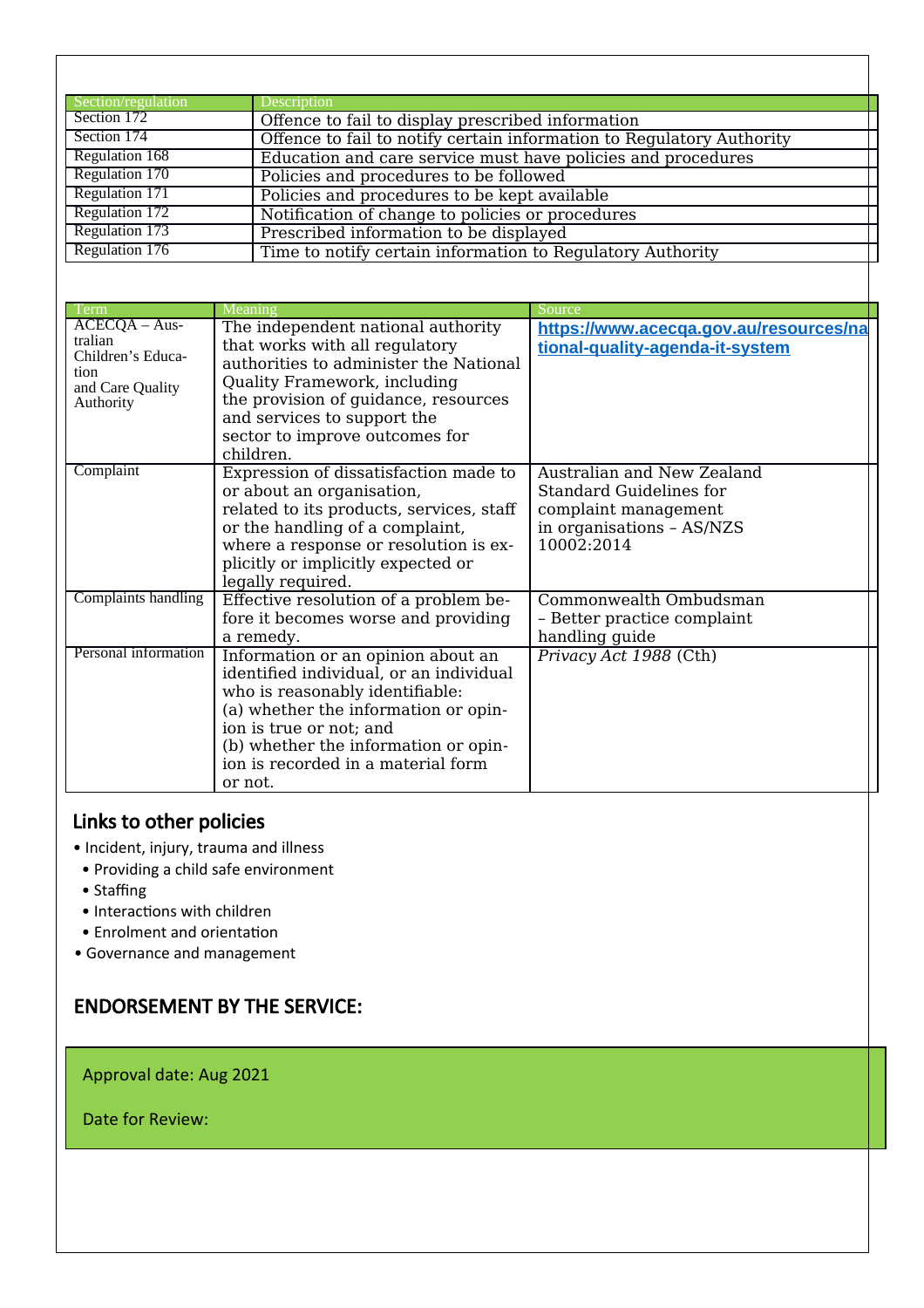| Section/regulation | Description |
|---|---|
| Section 172 | Offence to fail to display prescribed information |
| Section 174 | Offence to fail to notify certain information to Regulatory Authority |
| Regulation 168 | Education and care service must have policies and procedures |
| Regulation 170 | Policies and procedures to be followed |
| Regulation 171 | Policies and procedures to be kept available |
| Regulation 172 | Notification of change to policies or procedures |
| Regulation 173 | Prescribed information to be displayed |
| Regulation 176 | Time to notify certain information to Regulatory Authority |

| Term | Meaning | Source |
|---|---|---|
| ACECQA – Australian Children's Education and Care Quality Authority | The independent national authority that works with all regulatory authorities to administer the National Quality Framework, including the provision of guidance, resources and services to support the sector to improve outcomes for children. | **https://www.acecqa.gov.au/resources/national-quality-agenda-it-system** |
| Complaint | Expression of dissatisfaction made to or about an organisation, related to its products, services, staff or the handling of a complaint, where a response or resolution is explicitly or implicitly expected or legally required. | Australian and New Zealand Standard Guidelines for complaint management in organisations – AS/NZS 10002:2014 |
| Complaints handling | Effective resolution of a problem before it becomes worse and providing a remedy. | Commonwealth Ombudsman – Better practice complaint handling guide |
| Personal information | Information or an opinion about an identified individual, or an individual who is reasonably identifiable: (a) whether the information or opinion is true or not; and (b) whether the information or opinion is recorded in a material form or not. | *Privacy Act 1988* (Cth) |

## Links to other policies

- Incident, injury, trauma and illness
- Providing a child safe environment
- Staffing
- Interactions with children
- Enrolment and orientation
- Governance and management

## ENDORSEMENT BY THE SERVICE:

Approval date: Aug 2021

Date for Review: